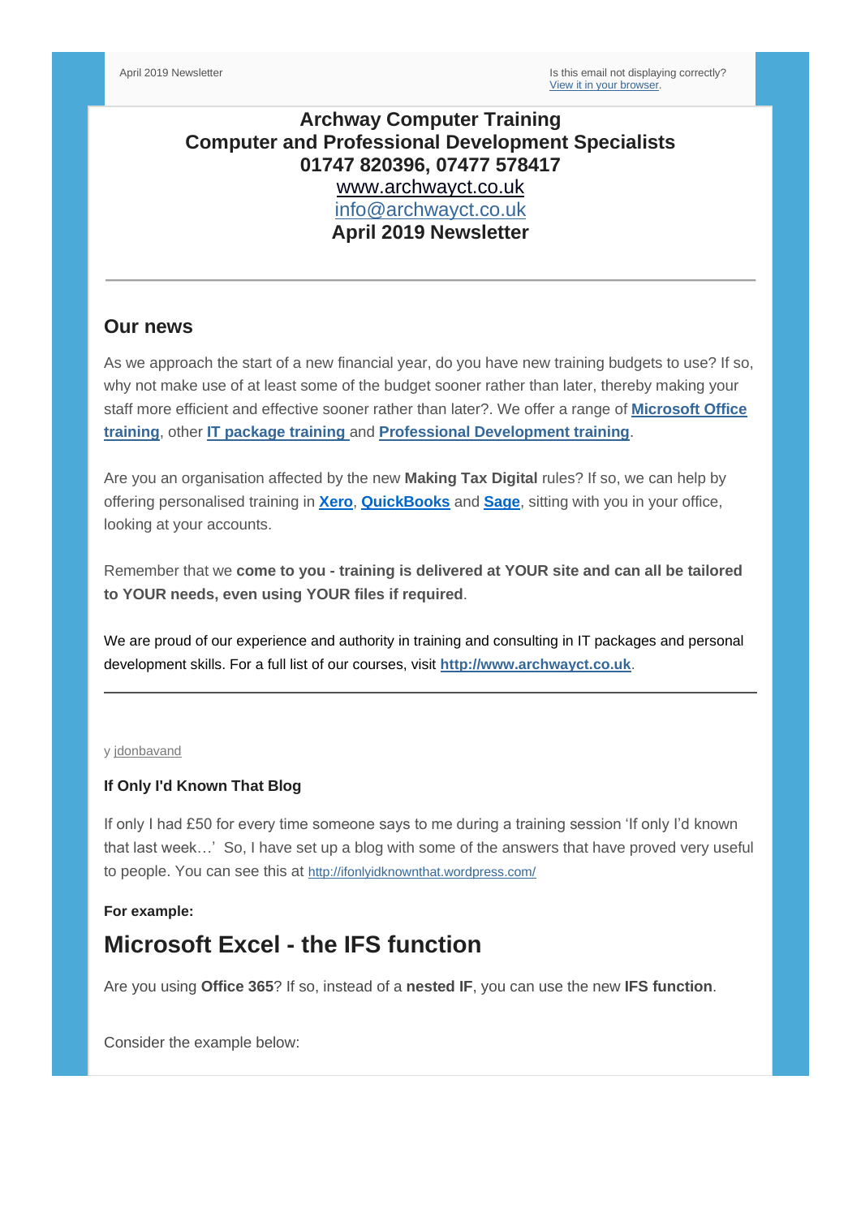April 2019 Newsletter

Is this email not displaying correctly?
View it in your browser.

**Archway Computer Training**
**Computer and Professional Development Specialists**
**01747 820396, 07477 578417**
www.archwayct.co.uk
info@archwayct.co.uk
**April 2019 Newsletter**

---

## Our news

As we approach the start of a new financial year, do you have new training budgets to use? If so, why not make use of at least some of the budget sooner rather than later, thereby making your staff more efficient and effective sooner rather than later?. We offer a range of **Microsoft Office training**, other **IT package training** and **Professional Development training**.

Are you an organisation affected by the new **Making Tax Digital** rules? If so, we can help by offering personalised training in **Xero**, **QuickBooks** and **Sage**, sitting with you in your office, looking at your accounts.

Remember that we **come to you - training is delivered at YOUR site and can all be tailored to YOUR needs, even using YOUR files if required**.

We are proud of our experience and authority in training and consulting in IT packages and personal development skills. For a full list of our courses, visit **http://www.archwayct.co.uk**.

---

y jdonbavand

**If Only I'd Known That Blog**

If only I had £50 for every time someone says to me during a training session 'If only I'd known that last week…' So, I have set up a blog with some of the answers that have proved very useful to people. You can see this at http://ifonlyidknownthat.wordpress.com/

**For example:**

# Microsoft Excel - the IFS function

Are you using **Office 365**? If so, instead of a **nested IF**, you can use the new **IFS function**.

Consider the example below: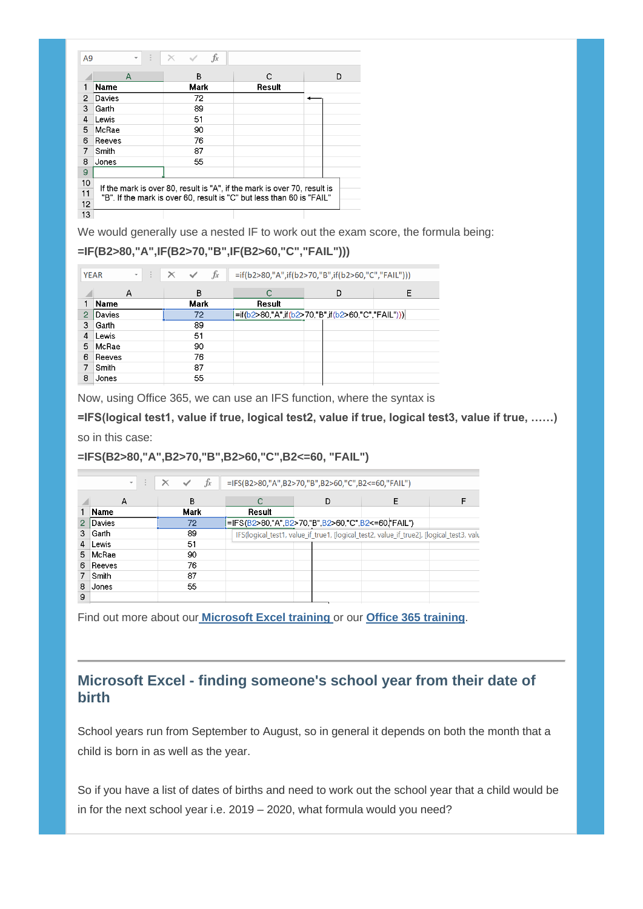| | A | B | C | D |
|---|---|---|---|---|
| 1 | Name | Mark | Result | |
| 2 | Davies | 72 | | |
| 3 | Garth | 89 | | |
| 4 | Lewis | 51 | | |
| 5 | McRae | 90 | | |
| 6 | Reeves | 76 | | |
| 7 | Smith | 87 | | |
| 8 | Jones | 55 | | |

If the mark is over 80, result is "A", if the mark is over 70, result is "B". If the mark is over 60, result is "C" but less than 60 is "FAIL"

We would generally use a nested IF to work out the exam score, the formula being:

**=IF(B2>80,"A",IF(B2>70,"B",IF(B2>60,"C","FAIL")))**

=if(b2>80,"A",if(b2>70,"B",if(b2>60,"C","FAIL")))

| | A | B | C | D | E |
|---|---|---|---|---|---|
| 1 | Name | Mark | Result | | |
| 2 | Davies | 72 | =if(b2>80,"A",if(b2>70,"B",if(b2>60,"C","FAIL"))) | | |
| 3 | Garth | 89 | | | |
| 4 | Lewis | 51 | | | |
| 5 | McRae | 90 | | | |
| 6 | Reeves | 76 | | | |
| 7 | Smith | 87 | | | |
| 8 | Jones | 55 | | | |

Now, using Office 365, we can use an IFS function, where the syntax is

**=IFS(logical test1, value if true, logical test2, value if true, logical test3, value if true, ……)**

so in this case:

**=IFS(B2>80,"A",B2>70,"B",B2>60,"C",B2<=60, "FAIL")**

=IFS(B2>80,"A",B2>70,"B",B2>60,"C",B2<=60,"FAIL")

| | A | B | C | D | E | F |
|---|---|---|---|---|---|---|
| 1 | Name | Mark | Result | | | |
| 2 | Davies | 72 | =IFS(B2>80,"A",B2>70,"B",B2>60,"C",B2<=60,"FAIL") | | | |
| 3 | Garth | 89 | IFS(logical_test1, value_if_true1, [logical_test2, value_if_true2], [logical_test3, valu | | | |
| 4 | Lewis | 51 | | | | |
| 5 | McRae | 90 | | | | |
| 6 | Reeves | 76 | | | | |
| 7 | Smith | 87 | | | | |
| 8 | Jones | 55 | | | | |
| 9 | | | | | | |

Find out more about our **Microsoft Excel training** or our **Office 365 training**.

---

## Microsoft Excel - finding someone's school year from their date of birth

School years run from September to August, so in general it depends on both the month that a child is born in as well as the year.

So if you have a list of dates of births and need to work out the school year that a child would be in for the next school year i.e. 2019 – 2020, what formula would you need?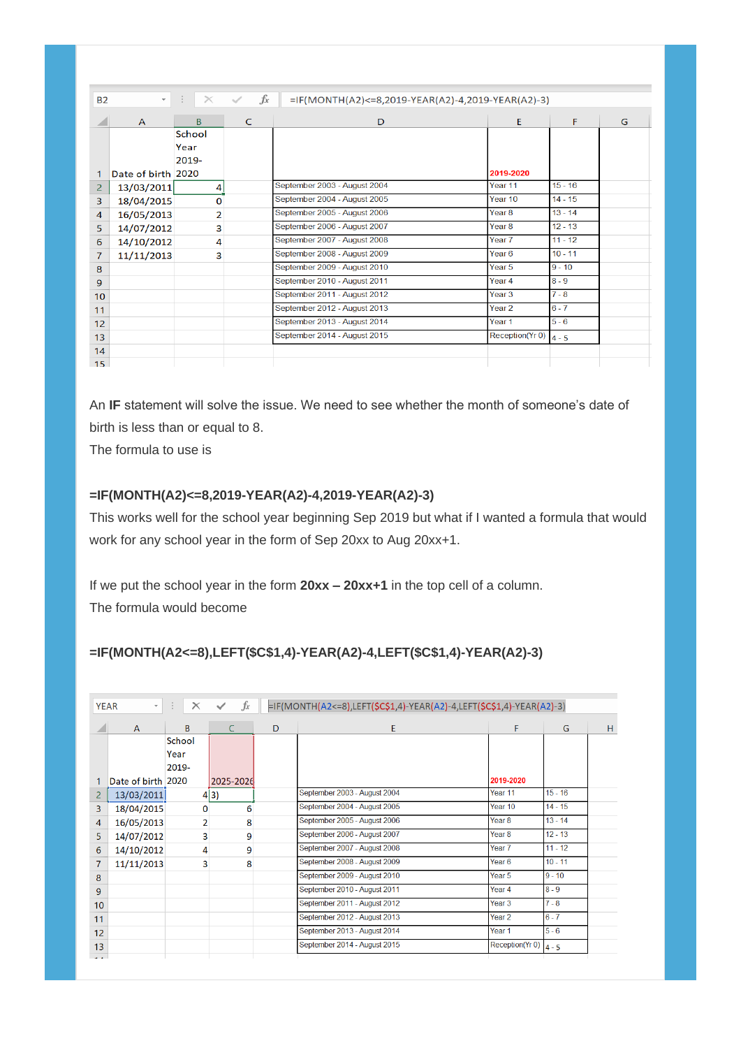| | A | B | C | D | E | F | G |
|---|---|---|---|---|---|---|---|
| 1 | Date of birth | School Year 2019-2020 | | | 2019-2020 | | |
| 2 | 13/03/2011 | 4 | | September 2003 - August 2004 | Year 11 | 15 - 16 | |
| 3 | 18/04/2015 | 0 | | September 2004 - August 2005 | Year 10 | 14 - 15 | |
| 4 | 16/05/2013 | 2 | | September 2005 - August 2006 | Year 8 | 13 - 14 | |
| 5 | 14/07/2012 | 3 | | September 2006 - August 2007 | Year 8 | 12 - 13 | |
| 6 | 14/10/2012 | 4 | | September 2007 - August 2008 | Year 7 | 11 - 12 | |
| 7 | 11/11/2013 | 3 | | September 2008 - August 2009 | Year 6 | 10 - 11 | |
| 8 | | | | September 2009 - August 2010 | Year 5 | 9 - 10 | |
| 9 | | | | September 2010 - August 2011 | Year 4 | 8 - 9 | |
| 10 | | | | September 2011 - August 2012 | Year 3 | 7 - 8 | |
| 11 | | | | September 2012 - August 2013 | Year 2 | 6 - 7 | |
| 12 | | | | September 2013 - August 2014 | Year 1 | 5 - 6 | |
| 13 | | | | September 2014 - August 2015 | Reception(Yr 0) | 4 - 5 | |

B2: `=IF(MONTH(A2)<=8,2019-YEAR(A2)-4,2019-YEAR(A2)-3)`

An **IF** statement will solve the issue. We need to see whether the month of someone's date of birth is less than or equal to 8.

The formula to use is

**=IF(MONTH(A2)<=8,2019-YEAR(A2)-4,2019-YEAR(A2)-3)**

This works well for the school year beginning Sep 2019 but what if I wanted a formula that would work for any school year in the form of Sep 20xx to Aug 20xx+1.

If we put the school year in the form **20xx – 20xx+1** in the top cell of a column.

The formula would become

**=IF(MONTH(A2<=8),LEFT($C$1,4)-YEAR(A2)-4,LEFT($C$1,4)-YEAR(A2)-3)**

| | A | B | C | D | E | F | G | H |
|---|---|---|---|---|---|---|---|---|
| 1 | Date of birth | School Year 2019-2020 | 2025-2026 | | | 2019-2020 | | |
| 2 | 13/03/2011 | 4 | 3) | | September 2003 - August 2004 | Year 11 | 15 - 16 | |
| 3 | 18/04/2015 | 0 | 6 | | September 2004 - August 2005 | Year 10 | 14 - 15 | |
| 4 | 16/05/2013 | 2 | 8 | | September 2005 - August 2006 | Year 8 | 13 - 14 | |
| 5 | 14/07/2012 | 3 | 9 | | September 2006 - August 2007 | Year 8 | 12 - 13 | |
| 6 | 14/10/2012 | 4 | 9 | | September 2007 - August 2008 | Year 7 | 11 - 12 | |
| 7 | 11/11/2013 | 3 | 8 | | September 2008 - August 2009 | Year 6 | 10 - 11 | |
| 8 | | | | | September 2009 - August 2010 | Year 5 | 9 - 10 | |
| 9 | | | | | September 2010 - August 2011 | Year 4 | 8 - 9 | |
| 10 | | | | | September 2011 - August 2012 | Year 3 | 7 - 8 | |
| 11 | | | | | September 2012 - August 2013 | Year 2 | 6 - 7 | |
| 12 | | | | | September 2013 - August 2014 | Year 1 | 5 - 6 | |
| 13 | | | | | September 2014 - August 2015 | Reception(Yr 0) | 4 - 5 | |

YEAR: `=IF(MONTH(A2<=8),LEFT($C$1,4)-YEAR(A2)-4,LEFT($C$1,4)-YEAR(A2)-3)`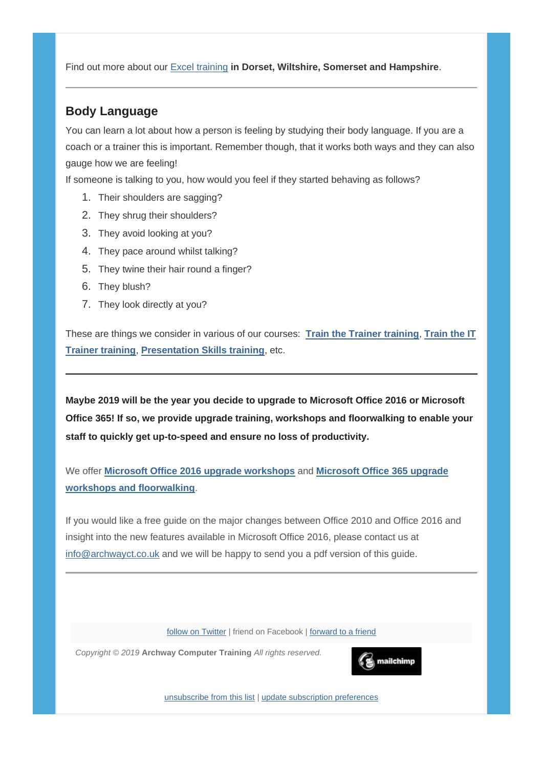Find out more about our Excel training **in Dorset, Wiltshire, Somerset and Hampshire**.

---

## Body Language

You can learn a lot about how a person is feeling by studying their body language. If you are a coach or a trainer this is important. Remember though, that it works both ways and they can also gauge how we are feeling!

If someone is talking to you, how would you feel if they started behaving as follows?

1. Their shoulders are sagging?
2. They shrug their shoulders?
3. They avoid looking at you?
4. They pace around whilst talking?
5. They twine their hair round a finger?
6. They blush?
7. They look directly at you?

These are things we consider in various of our courses: **Train the Trainer training**, **Train the IT Trainer training**, **Presentation Skills training**, etc.

---

**Maybe 2019 will be the year you decide to upgrade to Microsoft Office 2016 or Microsoft Office 365! If so, we provide upgrade training, workshops and floorwalking to enable your staff to quickly get up-to-speed and ensure no loss of productivity.**

We offer **Microsoft Office 2016 upgrade workshops** and **Microsoft Office 365 upgrade workshops and floorwalking**.

If you would like a free guide on the major changes between Office 2010 and Office 2016 and insight into the new features available in Microsoft Office 2016, please contact us at info@archwayct.co.uk and we will be happy to send you a pdf version of this guide.

---

follow on Twitter | friend on Facebook | forward to a friend

*Copyright © 2019* **Archway Computer Training** *All rights reserved.*

mailchimp

unsubscribe from this list | update subscription preferences